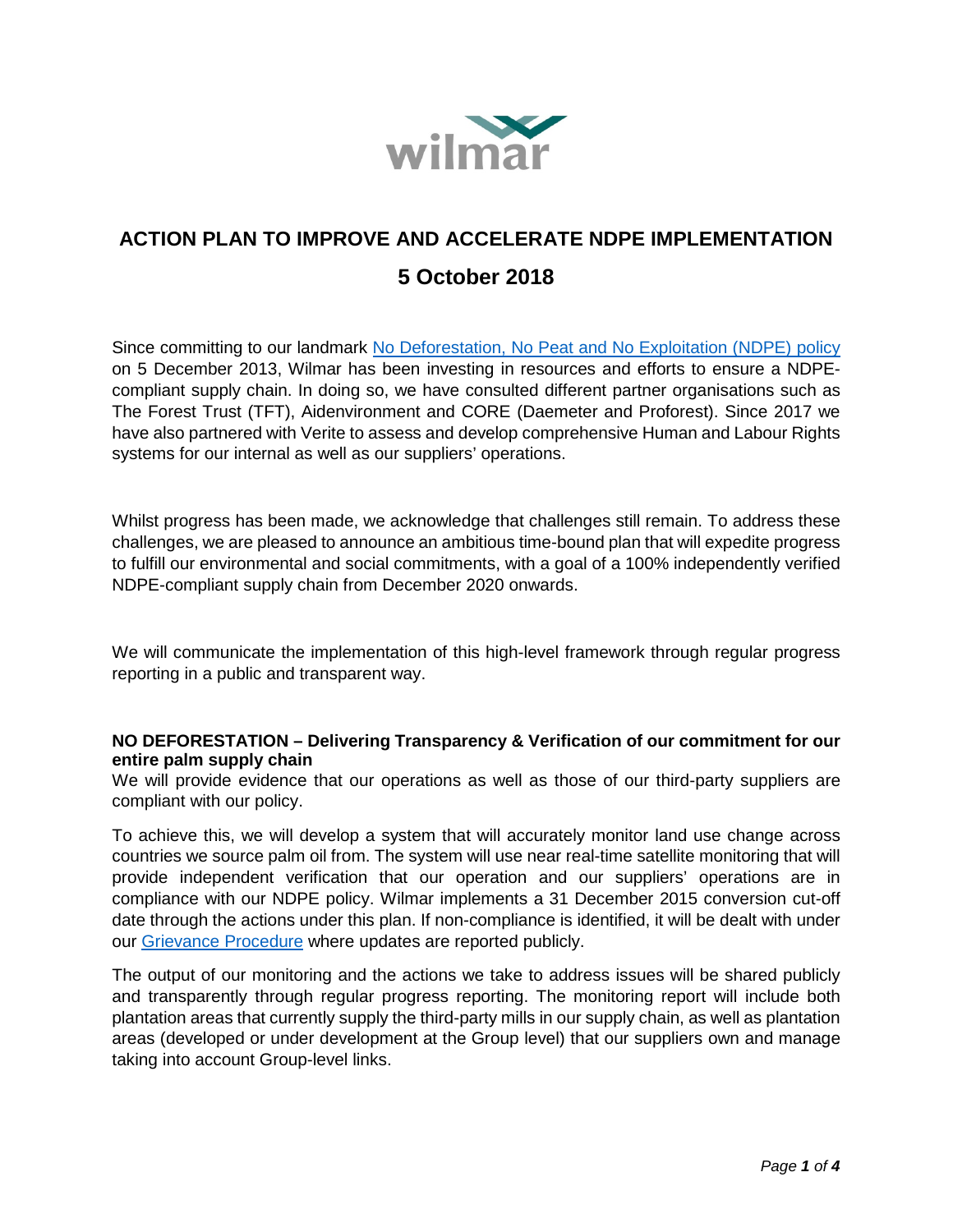# ACTION PLAN TO IMPROVE AND ACCELERATE NDPE IMPLEMENTATION

## 5 October 2018

Since committing to our landmark [No Deforestation, No Peat and No Exploitation (NDPE) policy]() on 5 December 2013, Wilmar has been investing in resources and efforts to ensure a NDPE-compliant supply chain. In doing so, we have consulted different partner organisations such as The Forest Trust (TFT), Aidenvironment and CORE (Daemeter and Proforest). Since 2017 we have also partnered with Verite to assess and develop comprehensive Human and Labour Rights systems for our internal as well as our suppliers' operations.

Whilst progress has been made, we acknowledge that challenges still remain. To address these challenges, we are pleased to announce an ambitious time-bound plan that will expedite progress to fulfill our environmental and social commitments, with a goal of a 100% independently verified NDPE-compliant supply chain from December 2020 onwards.

We will communicate the implementation of this high-level framework through regular progress reporting in a public and transparent way.

**NO DEFORESTATION – Delivering Transparency & Verification of our commitment for our entire palm supply chain**

We will provide evidence that our operations as well as those of our third-party suppliers are compliant with our policy.

To achieve this, we will develop a system that will accurately monitor land use change across countries we source palm oil from. The system will use near real-time satellite monitoring that will provide independent verification that our operation and our suppliers' operations are in compliance with our NDPE policy. Wilmar implements a 31 December 2015 conversion cut-off date through the actions under this plan. If non-compliance is identified, it will be dealt with under our [Grievance Procedure]() where updates are reported publicly.

The output of our monitoring and the actions we take to address issues will be shared publicly and transparently through regular progress reporting. The monitoring report will include both plantation areas that currently supply the third-party mills in our supply chain, as well as plantation areas (developed or under development at the Group level) that our suppliers own and manage taking into account Group-level links.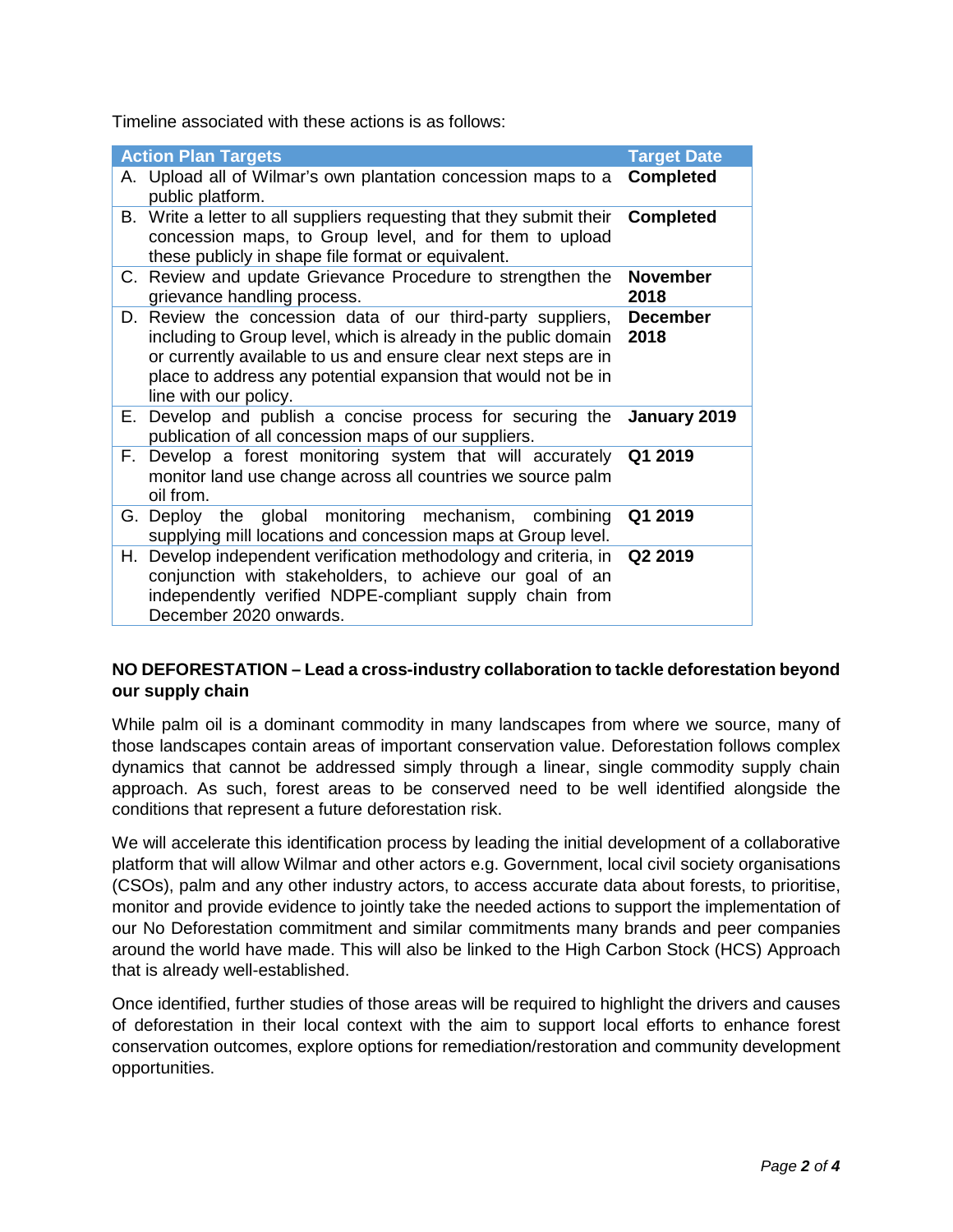Timeline associated with these actions is as follows:

| Action Plan Targets | Target Date |
| --- | --- |
| A. Upload all of Wilmar's own plantation concession maps to a public platform. | **Completed** |
| B. Write a letter to all suppliers requesting that they submit their concession maps, to Group level, and for them to upload these publicly in shape file format or equivalent. | **Completed** |
| C. Review and update Grievance Procedure to strengthen the grievance handling process. | **November 2018** |
| D. Review the concession data of our third-party suppliers, including to Group level, which is already in the public domain or currently available to us and ensure clear next steps are in place to address any potential expansion that would not be in line with our policy. | **December 2018** |
| E. Develop and publish a concise process for securing the publication of all concession maps of our suppliers. | **January 2019** |
| F. Develop a forest monitoring system that will accurately monitor land use change across all countries we source palm oil from. | **Q1 2019** |
| G. Deploy the global monitoring mechanism, combining supplying mill locations and concession maps at Group level. | **Q1 2019** |
| H. Develop independent verification methodology and criteria, in conjunction with stakeholders, to achieve our goal of an independently verified NDPE-compliant supply chain from December 2020 onwards. | **Q2 2019** |

**NO DEFORESTATION – Lead a cross-industry collaboration to tackle deforestation beyond our supply chain**

While palm oil is a dominant commodity in many landscapes from where we source, many of those landscapes contain areas of important conservation value. Deforestation follows complex dynamics that cannot be addressed simply through a linear, single commodity supply chain approach. As such, forest areas to be conserved need to be well identified alongside the conditions that represent a future deforestation risk.

We will accelerate this identification process by leading the initial development of a collaborative platform that will allow Wilmar and other actors e.g. Government, local civil society organisations (CSOs), palm and any other industry actors, to access accurate data about forests, to prioritise, monitor and provide evidence to jointly take the needed actions to support the implementation of our No Deforestation commitment and similar commitments many brands and peer companies around the world have made. This will also be linked to the High Carbon Stock (HCS) Approach that is already well-established.

Once identified, further studies of those areas will be required to highlight the drivers and causes of deforestation in their local context with the aim to support local efforts to enhance forest conservation outcomes, explore options for remediation/restoration and community development opportunities.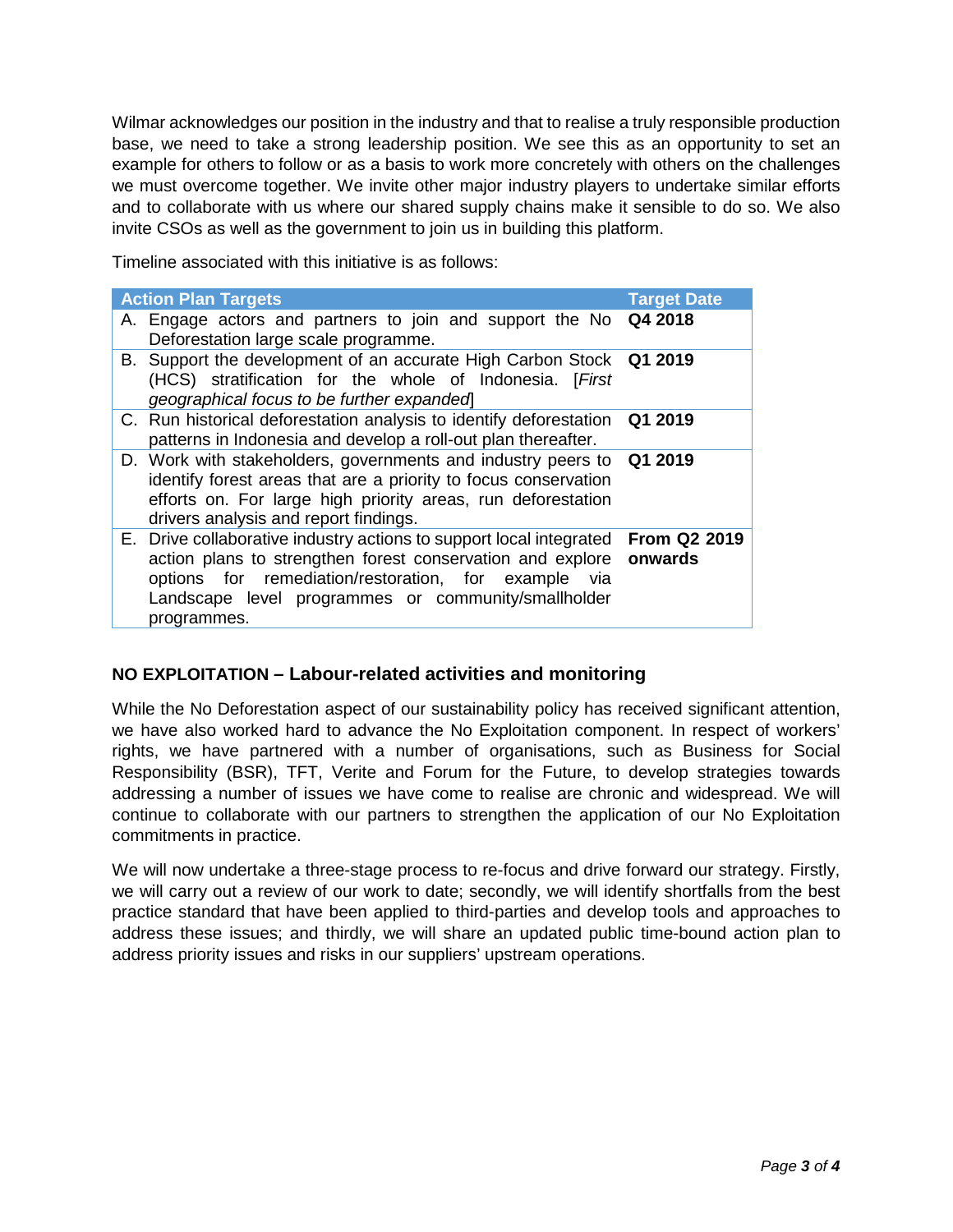Wilmar acknowledges our position in the industry and that to realise a truly responsible production base, we need to take a strong leadership position. We see this as an opportunity to set an example for others to follow or as a basis to work more concretely with others on the challenges we must overcome together. We invite other major industry players to undertake similar efforts and to collaborate with us where our shared supply chains make it sensible to do so. We also invite CSOs as well as the government to join us in building this platform.

Timeline associated with this initiative is as follows:

| Action Plan Targets | Target Date |
|---|---|
| A. Engage actors and partners to join and support the No Deforestation large scale programme. | **Q4 2018** |
| B. Support the development of an accurate High Carbon Stock (HCS) stratification for the whole of Indonesia. [*First geographical focus to be further expanded*] | **Q1 2019** |
| C. Run historical deforestation analysis to identify deforestation patterns in Indonesia and develop a roll-out plan thereafter. | **Q1 2019** |
| D. Work with stakeholders, governments and industry peers to identify forest areas that are a priority to focus conservation efforts on. For large high priority areas, run deforestation drivers analysis and report findings. | **Q1 2019** |
| E. Drive collaborative industry actions to support local integrated action plans to strengthen forest conservation and explore options for remediation/restoration, for example via Landscape level programmes or community/smallholder programmes. | **From Q2 2019 onwards** |

## NO EXPLOITATION – Labour-related activities and monitoring

While the No Deforestation aspect of our sustainability policy has received significant attention, we have also worked hard to advance the No Exploitation component. In respect of workers' rights, we have partnered with a number of organisations, such as Business for Social Responsibility (BSR), TFT, Verite and Forum for the Future, to develop strategies towards addressing a number of issues we have come to realise are chronic and widespread. We will continue to collaborate with our partners to strengthen the application of our No Exploitation commitments in practice.

We will now undertake a three-stage process to re-focus and drive forward our strategy. Firstly, we will carry out a review of our work to date; secondly, we will identify shortfalls from the best practice standard that have been applied to third-parties and develop tools and approaches to address these issues; and thirdly, we will share an updated public time-bound action plan to address priority issues and risks in our suppliers' upstream operations.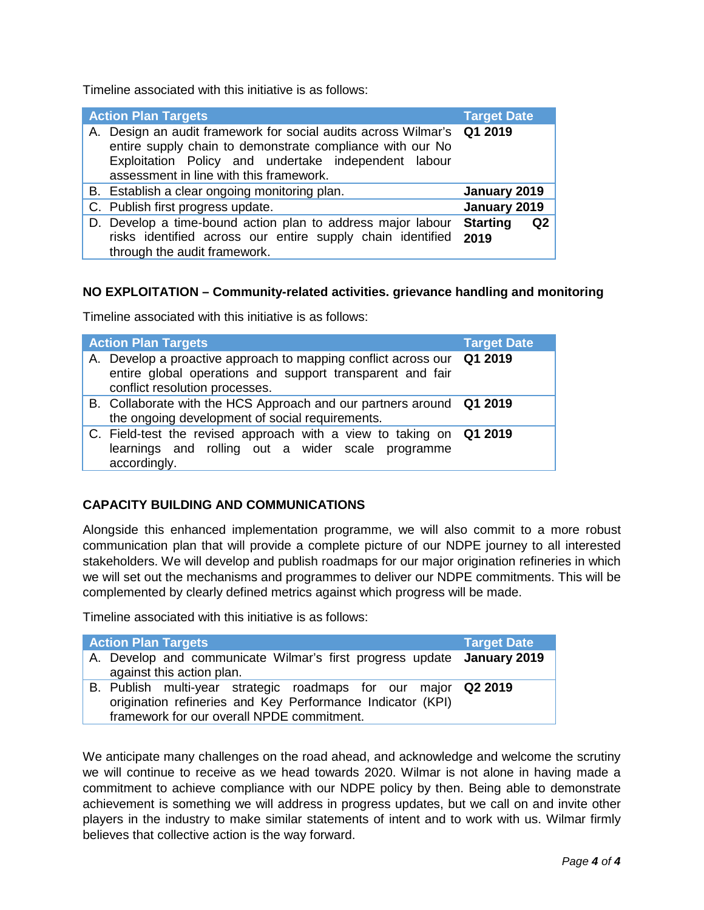Timeline associated with this initiative is as follows:

| Action Plan Targets | Target Date |
|---|---|
| A. Design an audit framework for social audits across Wilmar's entire supply chain to demonstrate compliance with our No Exploitation Policy and undertake independent labour assessment in line with this framework. | **Q1 2019** |
| B. Establish a clear ongoing monitoring plan. | **January 2019** |
| C. Publish first progress update. | **January 2019** |
| D. Develop a time-bound action plan to address major labour risks identified across our entire supply chain identified through the audit framework. | **Starting Q2 2019** |

**NO EXPLOITATION – Community-related activities. grievance handling and monitoring**

Timeline associated with this initiative is as follows:

| Action Plan Targets | Target Date |
|---|---|
| A. Develop a proactive approach to mapping conflict across our entire global operations and support transparent and fair conflict resolution processes. | **Q1 2019** |
| B. Collaborate with the HCS Approach and our partners around the ongoing development of social requirements. | **Q1 2019** |
| C. Field-test the revised approach with a view to taking on learnings and rolling out a wider scale programme accordingly. | **Q1 2019** |

**CAPACITY BUILDING AND COMMUNICATIONS**

Alongside this enhanced implementation programme, we will also commit to a more robust communication plan that will provide a complete picture of our NDPE journey to all interested stakeholders. We will develop and publish roadmaps for our major origination refineries in which we will set out the mechanisms and programmes to deliver our NDPE commitments. This will be complemented by clearly defined metrics against which progress will be made.

Timeline associated with this initiative is as follows:

| Action Plan Targets | Target Date |
|---|---|
| A. Develop and communicate Wilmar's first progress update against this action plan. | **January 2019** |
| B. Publish multi-year strategic roadmaps for our major origination refineries and Key Performance Indicator (KPI) framework for our overall NPDE commitment. | **Q2 2019** |

We anticipate many challenges on the road ahead, and acknowledge and welcome the scrutiny we will continue to receive as we head towards 2020. Wilmar is not alone in having made a commitment to achieve compliance with our NDPE policy by then. Being able to demonstrate achievement is something we will address in progress updates, but we call on and invite other players in the industry to make similar statements of intent and to work with us. Wilmar firmly believes that collective action is the way forward.